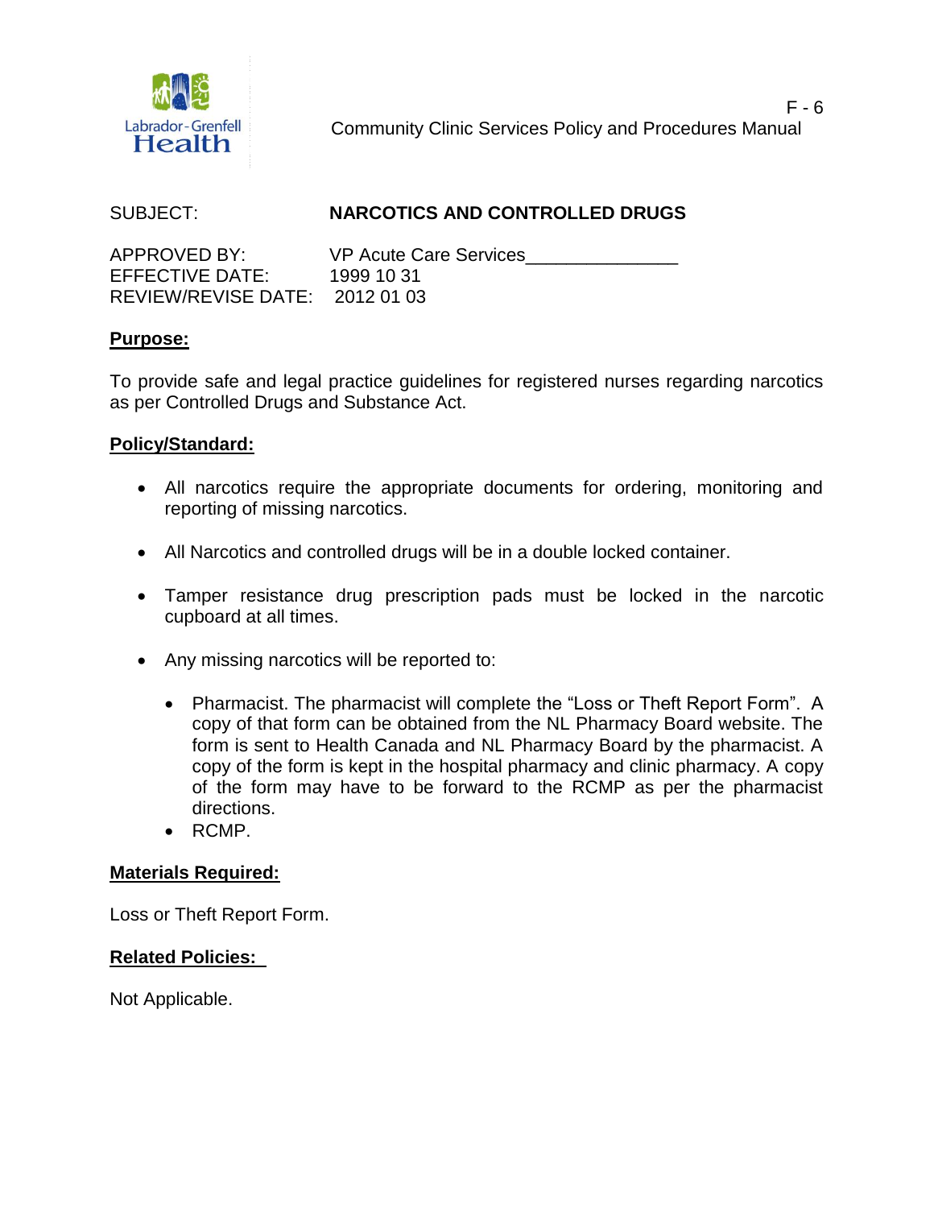Labrador-Grenfell Health

F - 6

Community Clinic Services Policy and Procedures Manual

SUBJECT: **NARCOTICS AND CONTROLLED DRUGS**

APPROVED BY: VP Acute Care Services_______________
EFFECTIVE DATE: 1999 10 31
REVIEW/REVISE DATE: 2012 01 03

**Purpose:**

To provide safe and legal practice guidelines for registered nurses regarding narcotics as per Controlled Drugs and Substance Act.

**Policy/Standard:**

- All narcotics require the appropriate documents for ordering, monitoring and reporting of missing narcotics.
- All Narcotics and controlled drugs will be in a double locked container.
- Tamper resistance drug prescription pads must be locked in the narcotic cupboard at all times.
- Any missing narcotics will be reported to:
  - Pharmacist. The pharmacist will complete the "Loss or Theft Report Form". A copy of that form can be obtained from the NL Pharmacy Board website. The form is sent to Health Canada and NL Pharmacy Board by the pharmacist. A copy of the form is kept in the hospital pharmacy and clinic pharmacy. A copy of the form may have to be forward to the RCMP as per the pharmacist directions.
  - RCMP.

**Materials Required:**

Loss or Theft Report Form.

**Related Policies:**

Not Applicable.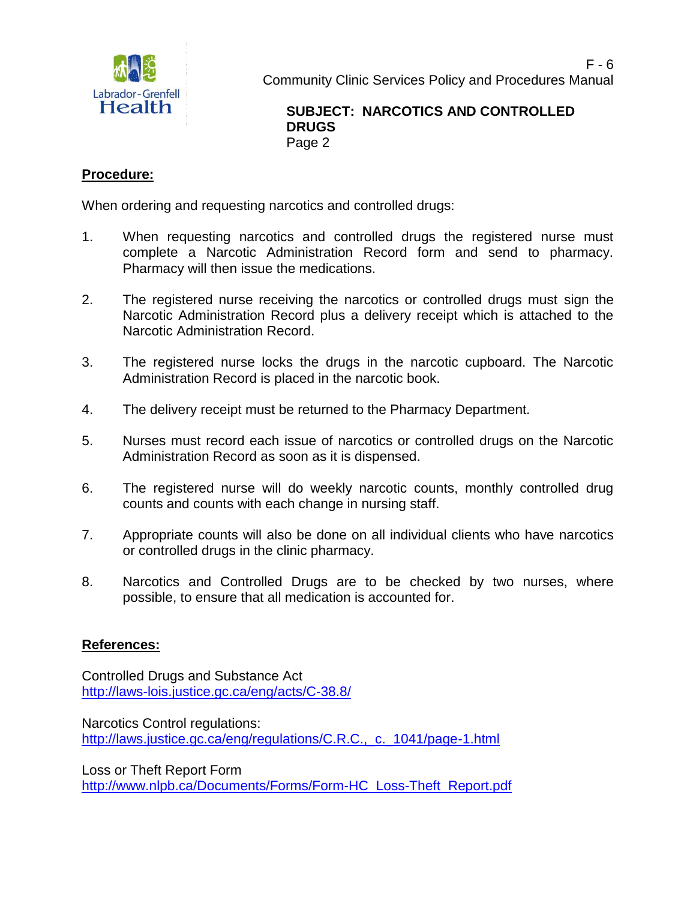## Procedure:

When ordering and requesting narcotics and controlled drugs:

1. When requesting narcotics and controlled drugs the registered nurse must complete a Narcotic Administration Record form and send to pharmacy. Pharmacy will then issue the medications.

2. The registered nurse receiving the narcotics or controlled drugs must sign the Narcotic Administration Record plus a delivery receipt which is attached to the Narcotic Administration Record.

3. The registered nurse locks the drugs in the narcotic cupboard. The Narcotic Administration Record is placed in the narcotic book.

4. The delivery receipt must be returned to the Pharmacy Department.

5. Nurses must record each issue of narcotics or controlled drugs on the Narcotic Administration Record as soon as it is dispensed.

6. The registered nurse will do weekly narcotic counts, monthly controlled drug counts and counts with each change in nursing staff.

7. Appropriate counts will also be done on all individual clients who have narcotics or controlled drugs in the clinic pharmacy.

8. Narcotics and Controlled Drugs are to be checked by two nurses, where possible, to ensure that all medication is accounted for.

## References:

Controlled Drugs and Substance Act
http://laws-lois.justice.gc.ca/eng/acts/C-38.8/

Narcotics Control regulations:
http://laws.justice.gc.ca/eng/regulations/C.R.C.,_c._1041/page-1.html

Loss or Theft Report Form
http://www.nlpb.ca/Documents/Forms/Form-HC_Loss-Theft_Report.pdf